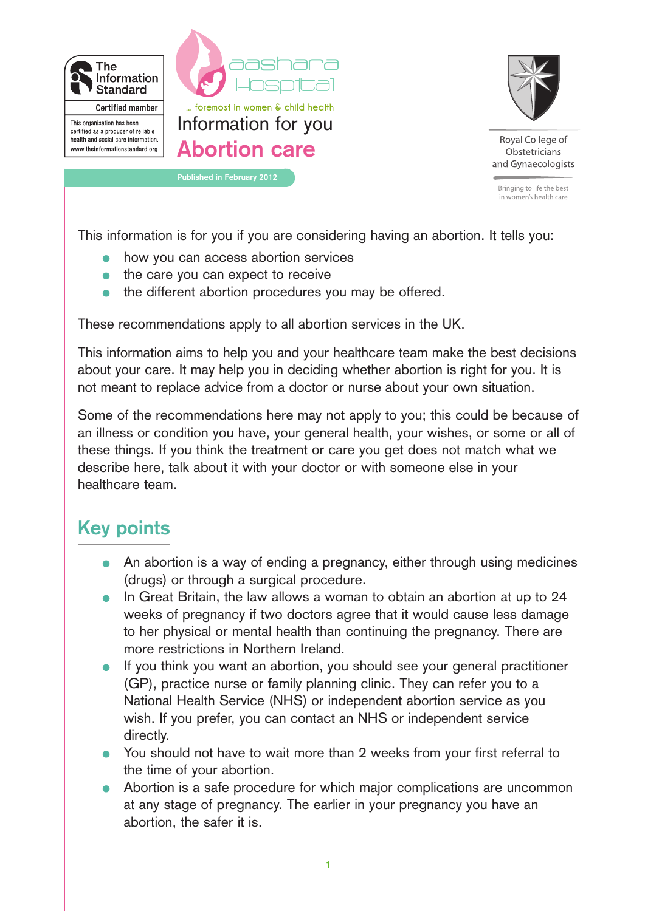The Information Standard

Certified member

This organisation has been certified as a producer of reliable health and social care information.
www.theinformationstandard.org

aashara Hospital
... foremost in women & child health

Information for you

# Abortion care

Published in February 2012

Royal College of Obstetricians and Gynaecologists

Bringing to life the best in women's health care

This information is for you if you are considering having an abortion. It tells you:

- how you can access abortion services
- the care you can expect to receive
- the different abortion procedures you may be offered.

These recommendations apply to all abortion services in the UK.

This information aims to help you and your healthcare team make the best decisions about your care. It may help you in deciding whether abortion is right for you. It is not meant to replace advice from a doctor or nurse about your own situation.

Some of the recommendations here may not apply to you; this could be because of an illness or condition you have, your general health, your wishes, or some or all of these things. If you think the treatment or care you get does not match what we describe here, talk about it with your doctor or with someone else in your healthcare team.

## Key points

- An abortion is a way of ending a pregnancy, either through using medicines (drugs) or through a surgical procedure.
- In Great Britain, the law allows a woman to obtain an abortion at up to 24 weeks of pregnancy if two doctors agree that it would cause less damage to her physical or mental health than continuing the pregnancy. There are more restrictions in Northern Ireland.
- If you think you want an abortion, you should see your general practitioner (GP), practice nurse or family planning clinic. They can refer you to a National Health Service (NHS) or independent abortion service as you wish. If you prefer, you can contact an NHS or independent service directly.
- You should not have to wait more than 2 weeks from your first referral to the time of your abortion.
- Abortion is a safe procedure for which major complications are uncommon at any stage of pregnancy. The earlier in your pregnancy you have an abortion, the safer it is.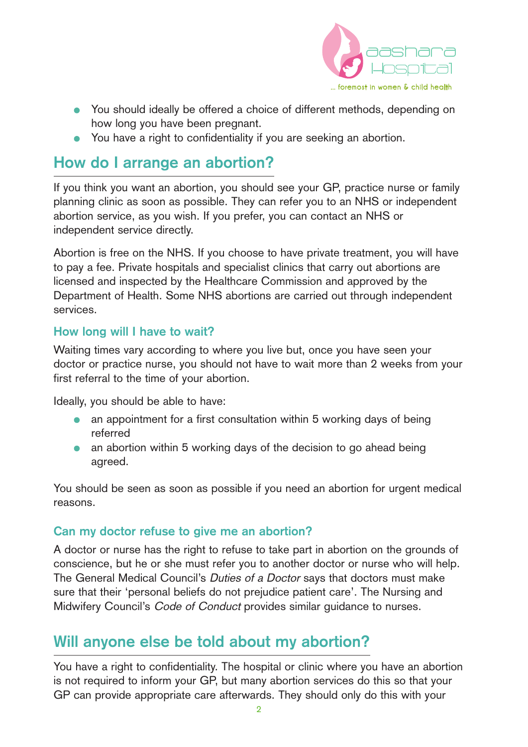- You should ideally be offered a choice of different methods, depending on how long you have been pregnant.
- You have a right to confidentiality if you are seeking an abortion.

## How do I arrange an abortion?

If you think you want an abortion, you should see your GP, practice nurse or family planning clinic as soon as possible. They can refer you to an NHS or independent abortion service, as you wish. If you prefer, you can contact an NHS or independent service directly.

Abortion is free on the NHS. If you choose to have private treatment, you will have to pay a fee. Private hospitals and specialist clinics that carry out abortions are licensed and inspected by the Healthcare Commission and approved by the Department of Health. Some NHS abortions are carried out through independent services.

### How long will I have to wait?

Waiting times vary according to where you live but, once you have seen your doctor or practice nurse, you should not have to wait more than 2 weeks from your first referral to the time of your abortion.

Ideally, you should be able to have:

- an appointment for a first consultation within 5 working days of being referred
- an abortion within 5 working days of the decision to go ahead being agreed.

You should be seen as soon as possible if you need an abortion for urgent medical reasons.

### Can my doctor refuse to give me an abortion?

A doctor or nurse has the right to refuse to take part in abortion on the grounds of conscience, but he or she must refer you to another doctor or nurse who will help. The General Medical Council's *Duties of a Doctor* says that doctors must make sure that their 'personal beliefs do not prejudice patient care'. The Nursing and Midwifery Council's *Code of Conduct* provides similar guidance to nurses.

## Will anyone else be told about my abortion?

You have a right to confidentiality. The hospital or clinic where you have an abortion is not required to inform your GP, but many abortion services do this so that your GP can provide appropriate care afterwards. They should only do this with your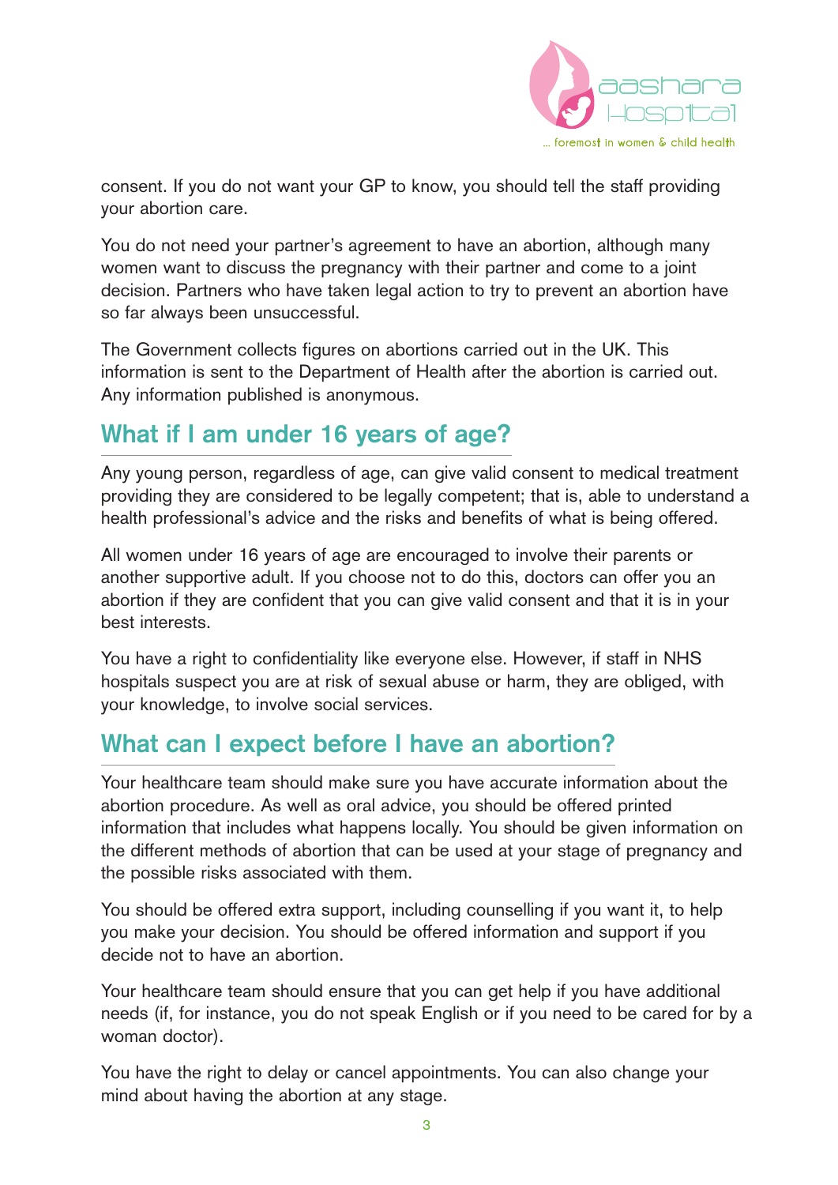consent. If you do not want your GP to know, you should tell the staff providing your abortion care.

You do not need your partner's agreement to have an abortion, although many women want to discuss the pregnancy with their partner and come to a joint decision. Partners who have taken legal action to try to prevent an abortion have so far always been unsuccessful.

The Government collects figures on abortions carried out in the UK. This information is sent to the Department of Health after the abortion is carried out. Any information published is anonymous.

## What if I am under 16 years of age?

Any young person, regardless of age, can give valid consent to medical treatment providing they are considered to be legally competent; that is, able to understand a health professional's advice and the risks and benefits of what is being offered.

All women under 16 years of age are encouraged to involve their parents or another supportive adult. If you choose not to do this, doctors can offer you an abortion if they are confident that you can give valid consent and that it is in your best interests.

You have a right to confidentiality like everyone else. However, if staff in NHS hospitals suspect you are at risk of sexual abuse or harm, they are obliged, with your knowledge, to involve social services.

## What can I expect before I have an abortion?

Your healthcare team should make sure you have accurate information about the abortion procedure. As well as oral advice, you should be offered printed information that includes what happens locally. You should be given information on the different methods of abortion that can be used at your stage of pregnancy and the possible risks associated with them.

You should be offered extra support, including counselling if you want it, to help you make your decision. You should be offered information and support if you decide not to have an abortion.

Your healthcare team should ensure that you can get help if you have additional needs (if, for instance, you do not speak English or if you need to be cared for by a woman doctor).

You have the right to delay or cancel appointments. You can also change your mind about having the abortion at any stage.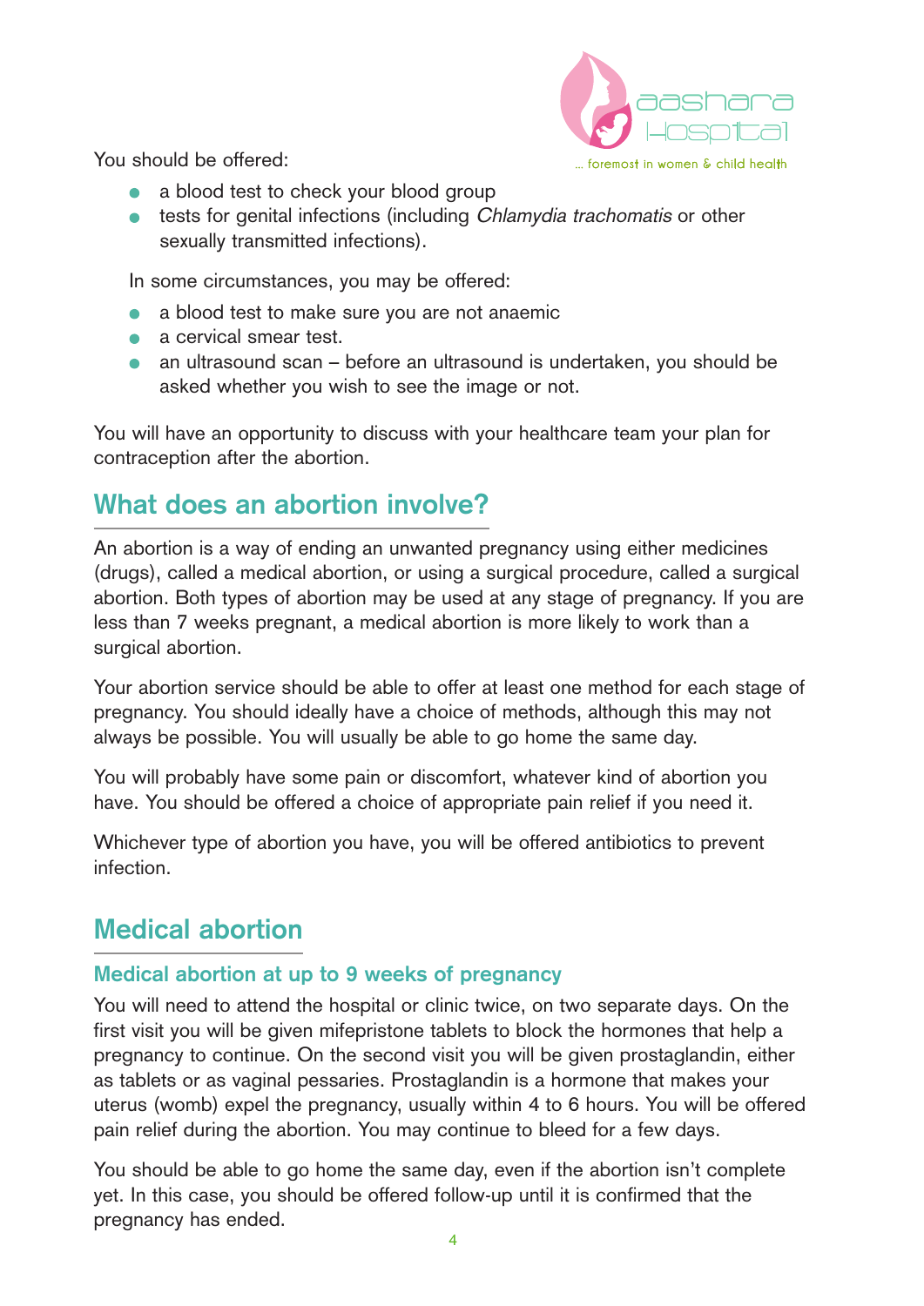You should be offered:

- a blood test to check your blood group
- tests for genital infections (including *Chlamydia trachomatis* or other sexually transmitted infections).

In some circumstances, you may be offered:

- a blood test to make sure you are not anaemic
- a cervical smear test.
- an ultrasound scan – before an ultrasound is undertaken, you should be asked whether you wish to see the image or not.

You will have an opportunity to discuss with your healthcare team your plan for contraception after the abortion.

## What does an abortion involve?

An abortion is a way of ending an unwanted pregnancy using either medicines (drugs), called a medical abortion, or using a surgical procedure, called a surgical abortion. Both types of abortion may be used at any stage of pregnancy. If you are less than 7 weeks pregnant, a medical abortion is more likely to work than a surgical abortion.

Your abortion service should be able to offer at least one method for each stage of pregnancy. You should ideally have a choice of methods, although this may not always be possible. You will usually be able to go home the same day.

You will probably have some pain or discomfort, whatever kind of abortion you have. You should be offered a choice of appropriate pain relief if you need it.

Whichever type of abortion you have, you will be offered antibiotics to prevent infection.

## Medical abortion

### Medical abortion at up to 9 weeks of pregnancy

You will need to attend the hospital or clinic twice, on two separate days. On the first visit you will be given mifepristone tablets to block the hormones that help a pregnancy to continue. On the second visit you will be given prostaglandin, either as tablets or as vaginal pessaries. Prostaglandin is a hormone that makes your uterus (womb) expel the pregnancy, usually within 4 to 6 hours. You will be offered pain relief during the abortion. You may continue to bleed for a few days.

You should be able to go home the same day, even if the abortion isn't complete yet. In this case, you should be offered follow-up until it is confirmed that the pregnancy has ended.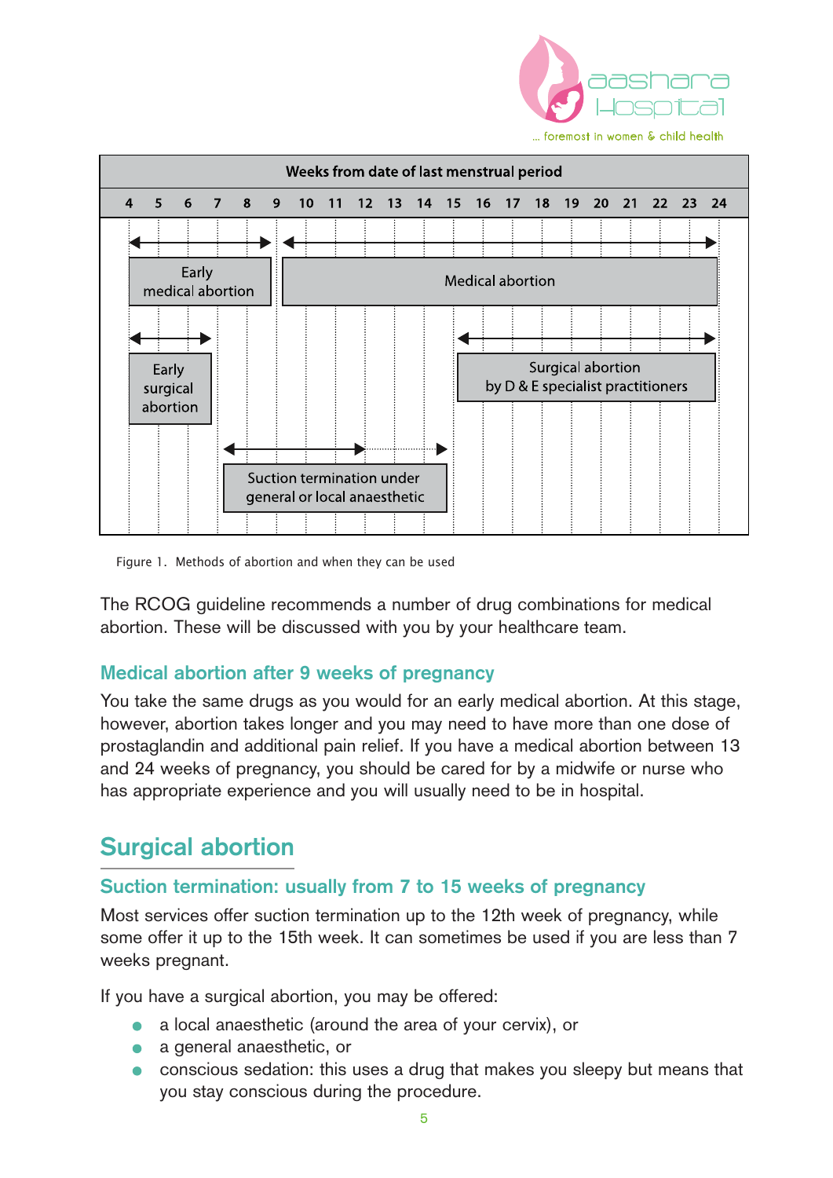| Method | Weeks from date of last menstrual period |
| --- | --- |
| Early medical abortion | 4 – 9 |
| Medical abortion | 9 – 24 |
| Early surgical abortion | 4 – 7 |
| Surgical abortion by D & E specialist practitioners | 15 – 24 |
| Suction termination under general or local anaesthetic | 7 – 12 (extending to 15) |

Figure 1. Methods of abortion and when they can be used

The RCOG guideline recommends a number of drug combinations for medical abortion. These will be discussed with you by your healthcare team.

### Medical abortion after 9 weeks of pregnancy

You take the same drugs as you would for an early medical abortion. At this stage, however, abortion takes longer and you may need to have more than one dose of prostaglandin and additional pain relief. If you have a medical abortion between 13 and 24 weeks of pregnancy, you should be cared for by a midwife or nurse who has appropriate experience and you will usually need to be in hospital.

## Surgical abortion

### Suction termination: usually from 7 to 15 weeks of pregnancy

Most services offer suction termination up to the 12th week of pregnancy, while some offer it up to the 15th week. It can sometimes be used if you are less than 7 weeks pregnant.

If you have a surgical abortion, you may be offered:

- a local anaesthetic (around the area of your cervix), or
- a general anaesthetic, or
- conscious sedation: this uses a drug that makes you sleepy but means that you stay conscious during the procedure.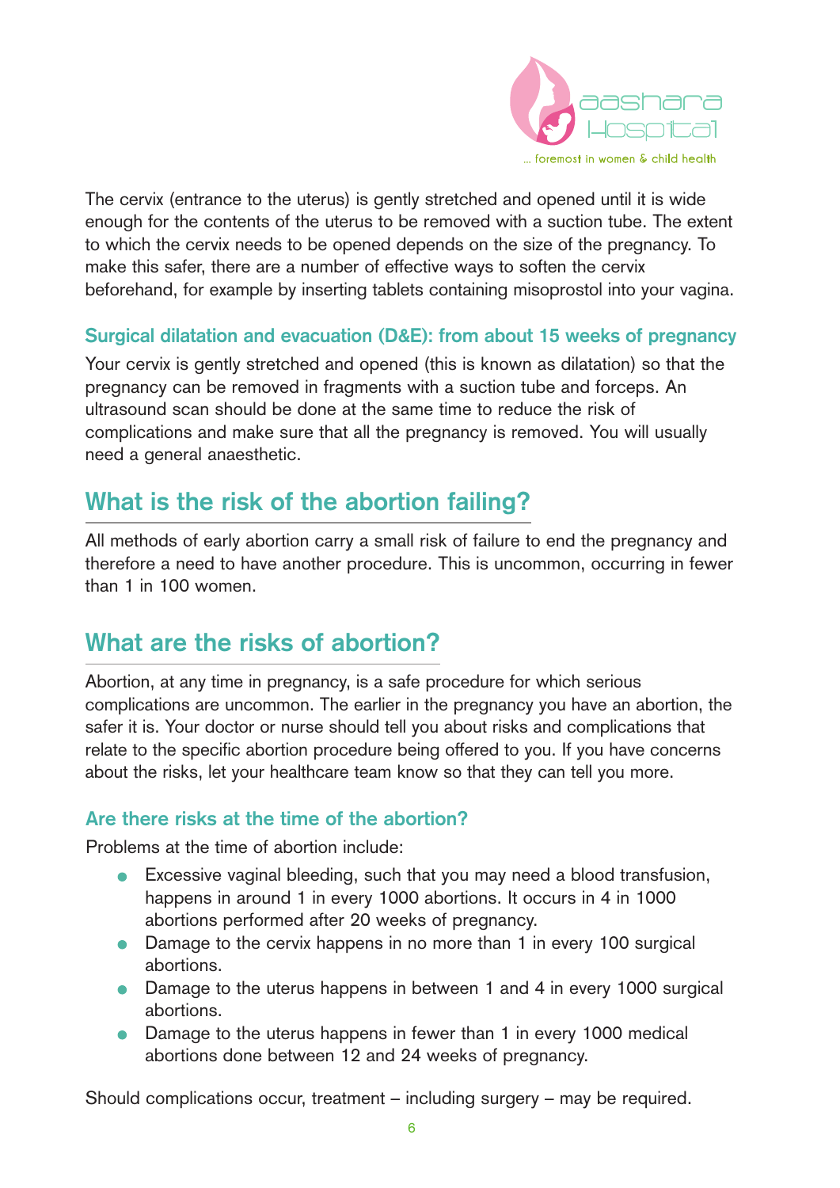The cervix (entrance to the uterus) is gently stretched and opened until it is wide enough for the contents of the uterus to be removed with a suction tube. The extent to which the cervix needs to be opened depends on the size of the pregnancy. To make this safer, there are a number of effective ways to soften the cervix beforehand, for example by inserting tablets containing misoprostol into your vagina.

### Surgical dilatation and evacuation (D&E): from about 15 weeks of pregnancy

Your cervix is gently stretched and opened (this is known as dilatation) so that the pregnancy can be removed in fragments with a suction tube and forceps. An ultrasound scan should be done at the same time to reduce the risk of complications and make sure that all the pregnancy is removed. You will usually need a general anaesthetic.

## What is the risk of the abortion failing?

All methods of early abortion carry a small risk of failure to end the pregnancy and therefore a need to have another procedure. This is uncommon, occurring in fewer than 1 in 100 women.

## What are the risks of abortion?

Abortion, at any time in pregnancy, is a safe procedure for which serious complications are uncommon. The earlier in the pregnancy you have an abortion, the safer it is. Your doctor or nurse should tell you about risks and complications that relate to the specific abortion procedure being offered to you. If you have concerns about the risks, let your healthcare team know so that they can tell you more.

### Are there risks at the time of the abortion?

Problems at the time of abortion include:

- Excessive vaginal bleeding, such that you may need a blood transfusion, happens in around 1 in every 1000 abortions. It occurs in 4 in 1000 abortions performed after 20 weeks of pregnancy.
- Damage to the cervix happens in no more than 1 in every 100 surgical abortions.
- Damage to the uterus happens in between 1 and 4 in every 1000 surgical abortions.
- Damage to the uterus happens in fewer than 1 in every 1000 medical abortions done between 12 and 24 weeks of pregnancy.

Should complications occur, treatment – including surgery – may be required.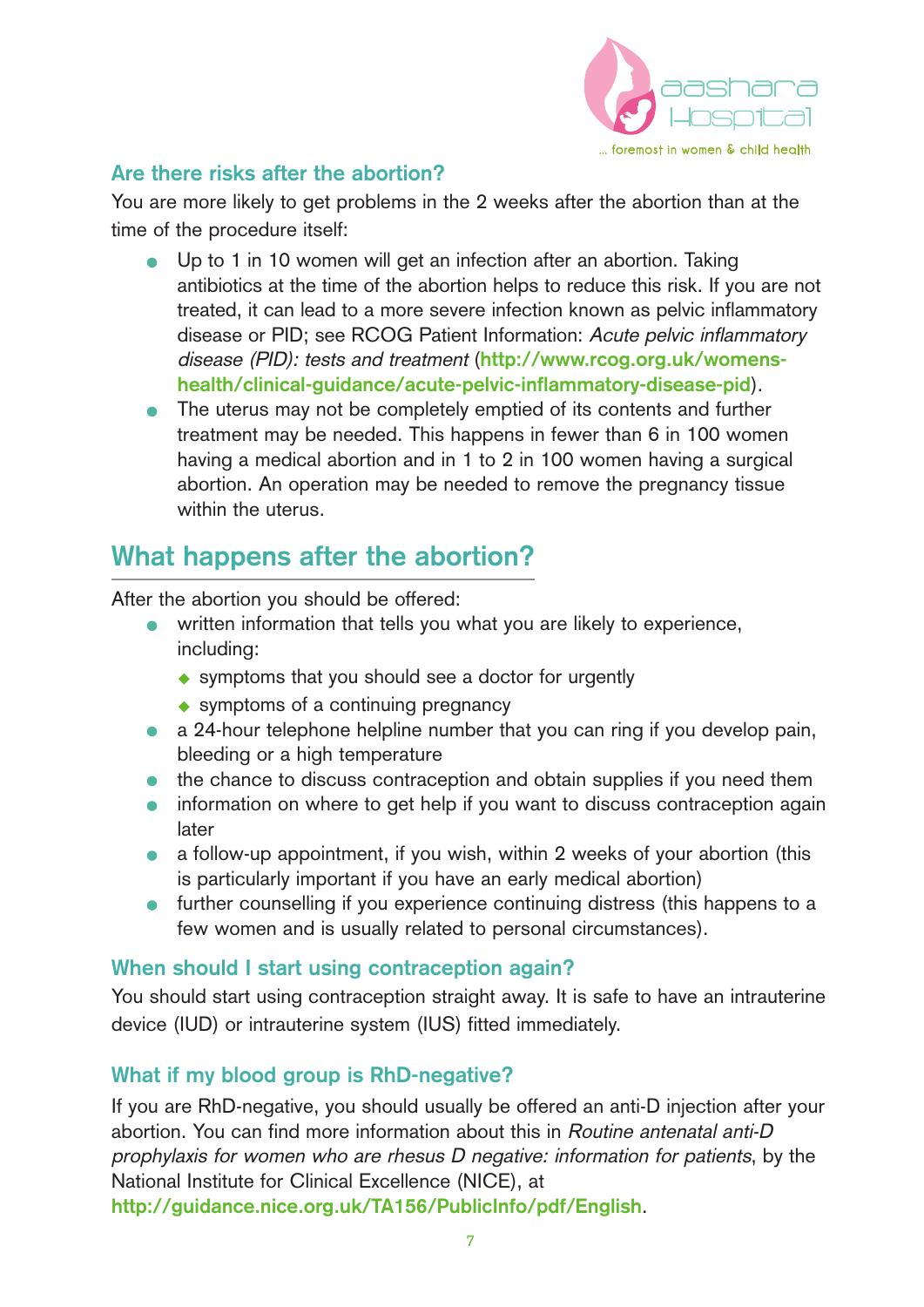### Are there risks after the abortion?

You are more likely to get problems in the 2 weeks after the abortion than at the time of the procedure itself:

- Up to 1 in 10 women will get an infection after an abortion. Taking antibiotics at the time of the abortion helps to reduce this risk. If you are not treated, it can lead to a more severe infection known as pelvic inflammatory disease or PID; see RCOG Patient Information: *Acute pelvic inflammatory disease (PID): tests and treatment* (**http://www.rcog.org.uk/womens-health/clinical-guidance/acute-pelvic-inflammatory-disease-pid**).
- The uterus may not be completely emptied of its contents and further treatment may be needed. This happens in fewer than 6 in 100 women having a medical abortion and in 1 to 2 in 100 women having a surgical abortion. An operation may be needed to remove the pregnancy tissue within the uterus.

## What happens after the abortion?

After the abortion you should be offered:

- written information that tells you what you are likely to experience, including:
  - symptoms that you should see a doctor for urgently
  - symptoms of a continuing pregnancy
- a 24-hour telephone helpline number that you can ring if you develop pain, bleeding or a high temperature
- the chance to discuss contraception and obtain supplies if you need them
- information on where to get help if you want to discuss contraception again later
- a follow-up appointment, if you wish, within 2 weeks of your abortion (this is particularly important if you have an early medical abortion)
- further counselling if you experience continuing distress (this happens to a few women and is usually related to personal circumstances).

### When should I start using contraception again?

You should start using contraception straight away. It is safe to have an intrauterine device (IUD) or intrauterine system (IUS) fitted immediately.

### What if my blood group is RhD-negative?

If you are RhD-negative, you should usually be offered an anti-D injection after your abortion. You can find more information about this in *Routine antenatal anti-D prophylaxis for women who are rhesus D negative: information for patients*, by the National Institute for Clinical Excellence (NICE), at **http://guidance.nice.org.uk/TA156/PublicInfo/pdf/English**.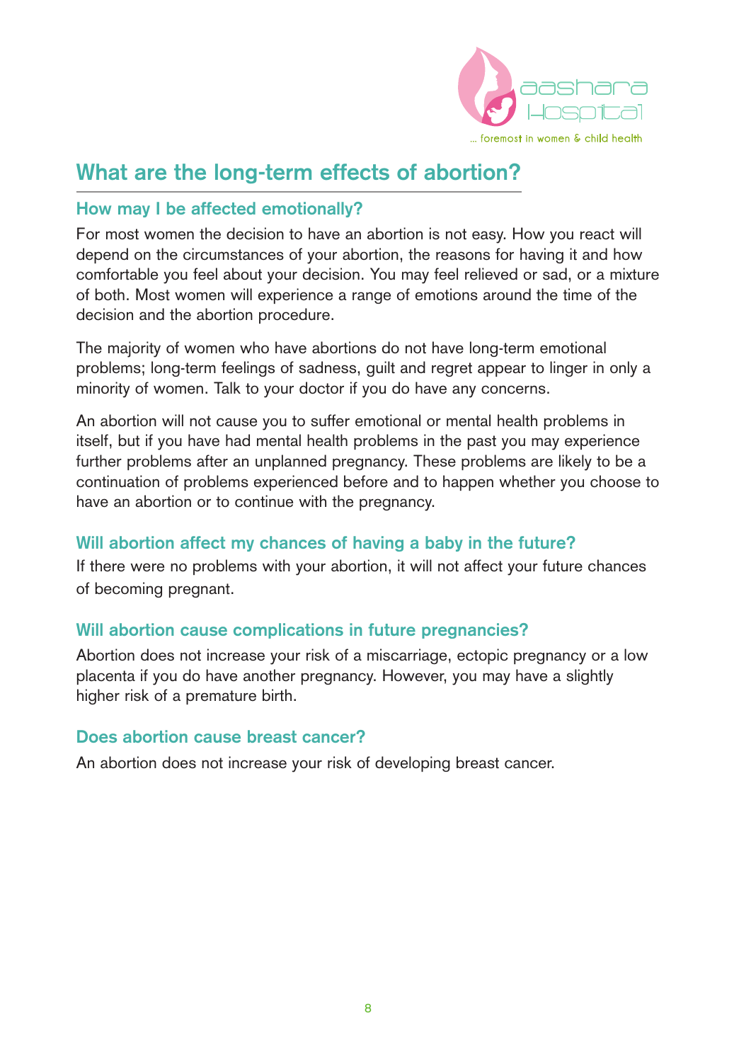## What are the long-term effects of abortion?

### How may I be affected emotionally?

For most women the decision to have an abortion is not easy. How you react will depend on the circumstances of your abortion, the reasons for having it and how comfortable you feel about your decision. You may feel relieved or sad, or a mixture of both. Most women will experience a range of emotions around the time of the decision and the abortion procedure.

The majority of women who have abortions do not have long-term emotional problems; long-term feelings of sadness, guilt and regret appear to linger in only a minority of women. Talk to your doctor if you do have any concerns.

An abortion will not cause you to suffer emotional or mental health problems in itself, but if you have had mental health problems in the past you may experience further problems after an unplanned pregnancy. These problems are likely to be a continuation of problems experienced before and to happen whether you choose to have an abortion or to continue with the pregnancy.

### Will abortion affect my chances of having a baby in the future?

If there were no problems with your abortion, it will not affect your future chances of becoming pregnant.

### Will abortion cause complications in future pregnancies?

Abortion does not increase your risk of a miscarriage, ectopic pregnancy or a low placenta if you do have another pregnancy. However, you may have a slightly higher risk of a premature birth.

### Does abortion cause breast cancer?

An abortion does not increase your risk of developing breast cancer.